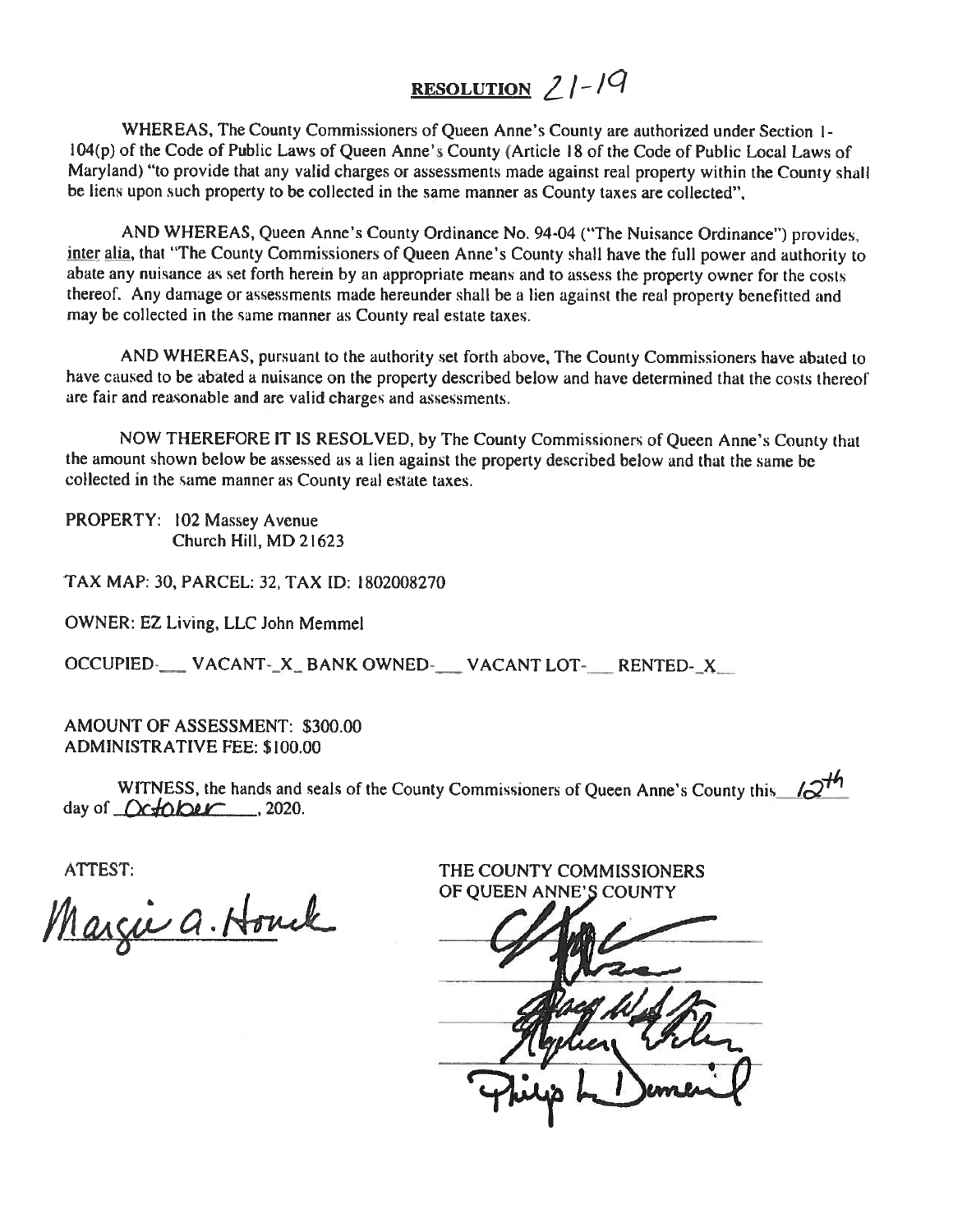# RESOLUTION 21-19

WHEREAS, The County Commissioners of Queen Anne's County are authorized under Section 1-104(p) of the Code of Public Laws of Queen Anne's County (Article 18 of the Code of Public Local Laws of Maryland) "to provide that any valid charges or assessments made against real property within the County shall be liens upon such property to be collected in the same manner as County taxes are collected",

AND WHEREAS, Queen Anne's County Ordinance No. 94-04 ("The Nuisance Ordinance") provides, inter alia, that "The County Commissioners of Queen Anne's County shall have the full power and authority to abate any nuisance as set forth herein by an appropriate means and to assess the property owner for the costs thereof. Any damage or assessments made hereunder shall be a lien against the real property benefitted and may be collected in the same manner as County real estate taxes.

AND WHEREAS, pursuant to the authority set forth above, The County Commissioners have abated to have caused to be abated a nuisance on the property described below and have determined that the costs thereof are fair and reasonable and are valid charges and assessments.

NOW THEREFORE IT IS RESOLVED, by The County Commissioners of Queen Anne's County that the amount shown below be assessed as a lien against the property described below and that the same be collected in the same manner as County real estate taxes.

PROPERTY: 102 Massey Avenue
Church Hill, MD 21623

TAX MAP: 30, PARCEL: 32, TAX ID: 1802008270

OWNER: EZ Living, LLC John Memmel

OCCUPIED-___ VACANT-_X_ BANK OWNED-___ VACANT LOT-___ RENTED-_X__

AMOUNT OF ASSESSMENT: $300.00
ADMINISTRATIVE FEE: $100.00

WITNESS, the hands and seals of the County Commissioners of Queen Anne's County this 12th day of October, 2020.

ATTEST:

Margie A. Houck

THE COUNTY COMMISSIONERS
OF QUEEN ANNE'S COUNTY

Philip L. Dumenil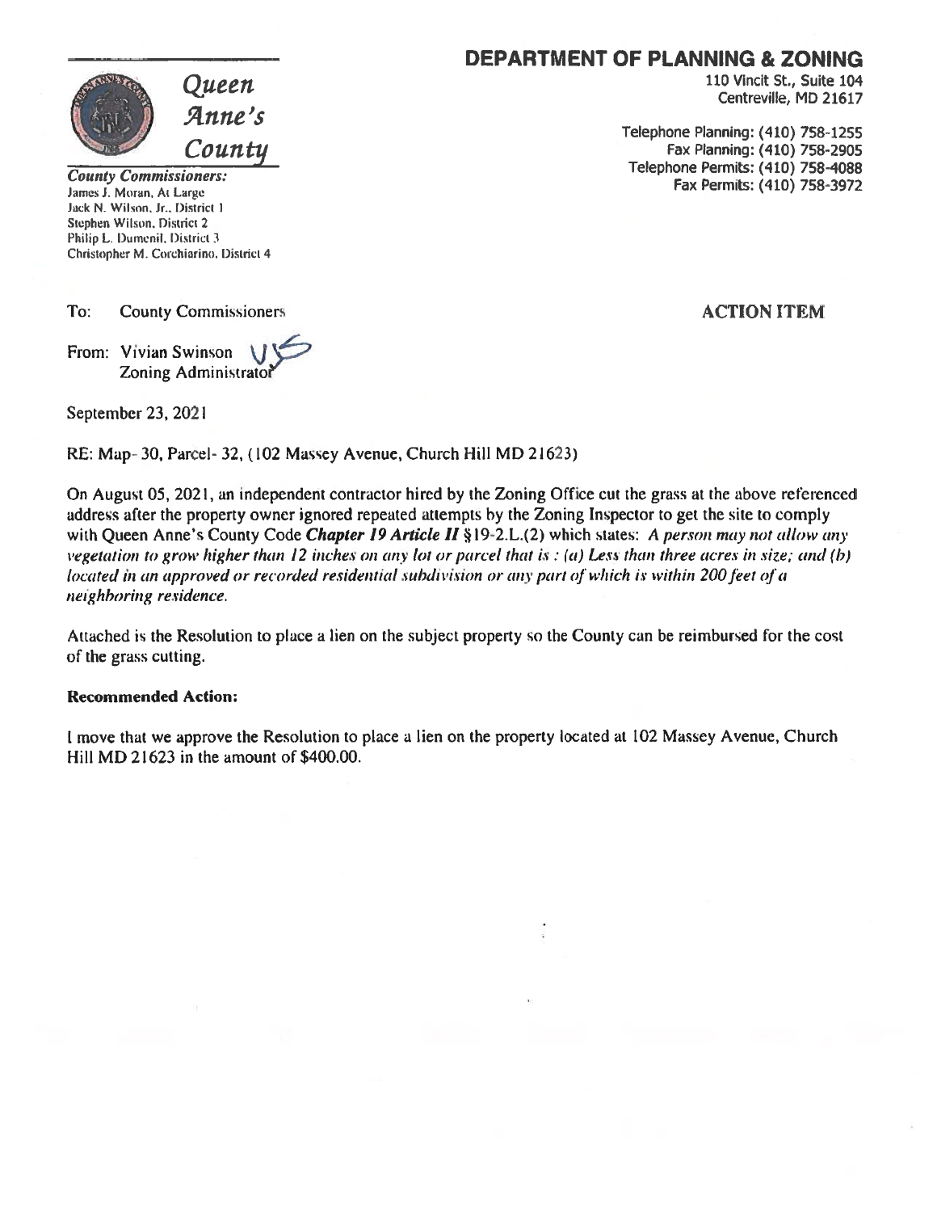Queen Anne's County

**County Commissioners:**
James J. Moran, At Large
Jack N. Wilson, Jr., District 1
Stephen Wilson, District 2
Philip L. Dumenil, District 3
Christopher M. Corchiarino, District 4

## DEPARTMENT OF PLANNING & ZONING

110 Vincit St., Suite 104
Centreville, MD 21617

Telephone Planning: (410) 758-1255
Fax Planning: (410) 758-2905
Telephone Permits: (410) 758-4088
Fax Permits: (410) 758-3972

To: County Commissioners

**ACTION ITEM**

From: Vivian Swinson
Zoning Administrator

September 23, 2021

RE: Map- 30, Parcel- 32, (102 Massey Avenue, Church Hill MD 21623)

On August 05, 2021, an independent contractor hired by the Zoning Office cut the grass at the above referenced address after the property owner ignored repeated attempts by the Zoning Inspector to get the site to comply with Queen Anne's County Code ***Chapter 19 Article II*** §19-2.L.(2) which states: *A person may not allow any vegetation to grow higher than 12 inches on any lot or parcel that is : (a) Less than three acres in size; and (b) located in an approved or recorded residential subdivision or any part of which is within 200 feet of a neighboring residence.*

Attached is the Resolution to place a lien on the subject property so the County can be reimbursed for the cost of the grass cutting.

**Recommended Action:**

I move that we approve the Resolution to place a lien on the property located at 102 Massey Avenue, Church Hill MD 21623 in the amount of $400.00.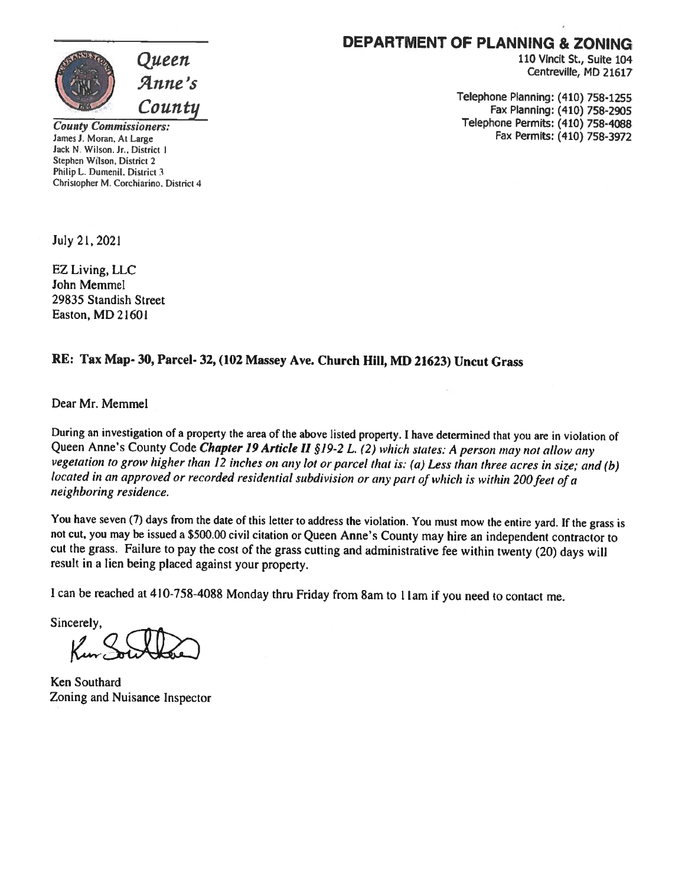**Queen Anne's County**

*County Commissioners:*
James J. Moran, At Large
Jack N. Wilson, Jr., District 1
Stephen Wilson, District 2
Philip L. Dumenil, District 3
Christopher M. Corchiarino, District 4

## DEPARTMENT OF PLANNING & ZONING

110 Vincit St., Suite 104
Centreville, MD 21617

Telephone Planning: (410) 758-1255
Fax Planning: (410) 758-2905
Telephone Permits: (410) 758-4088
Fax Permits: (410) 758-3972

July 21, 2021

EZ Living, LLC
John Memmel
29835 Standish Street
Easton, MD 21601

**RE: Tax Map- 30, Parcel- 32, (102 Massey Ave. Church Hill, MD 21623) Uncut Grass**

Dear Mr. Memmel

During an investigation of a property the area of the above listed property. I have determined that you are in violation of Queen Anne's County Code ***Chapter 19 Article II*** *§19-2 L. (2) which states: A person may not allow any vegetation to grow higher than 12 inches on any lot or parcel that is: (a) Less than three acres in size; and (b) located in an approved or recorded residential subdivision or any part of which is within 200 feet of a neighboring residence.*

You have seven (7) days from the date of this letter to address the violation. You must mow the entire yard. If the grass is not cut, you may be issued a $500.00 civil citation or Queen Anne's County may hire an independent contractor to cut the grass. Failure to pay the cost of the grass cutting and administrative fee within twenty (20) days will result in a lien being placed against your property.

I can be reached at 410-758-4088 Monday thru Friday from 8am to 11am if you need to contact me.

Sincerely,

Ken Southard
Zoning and Nuisance Inspector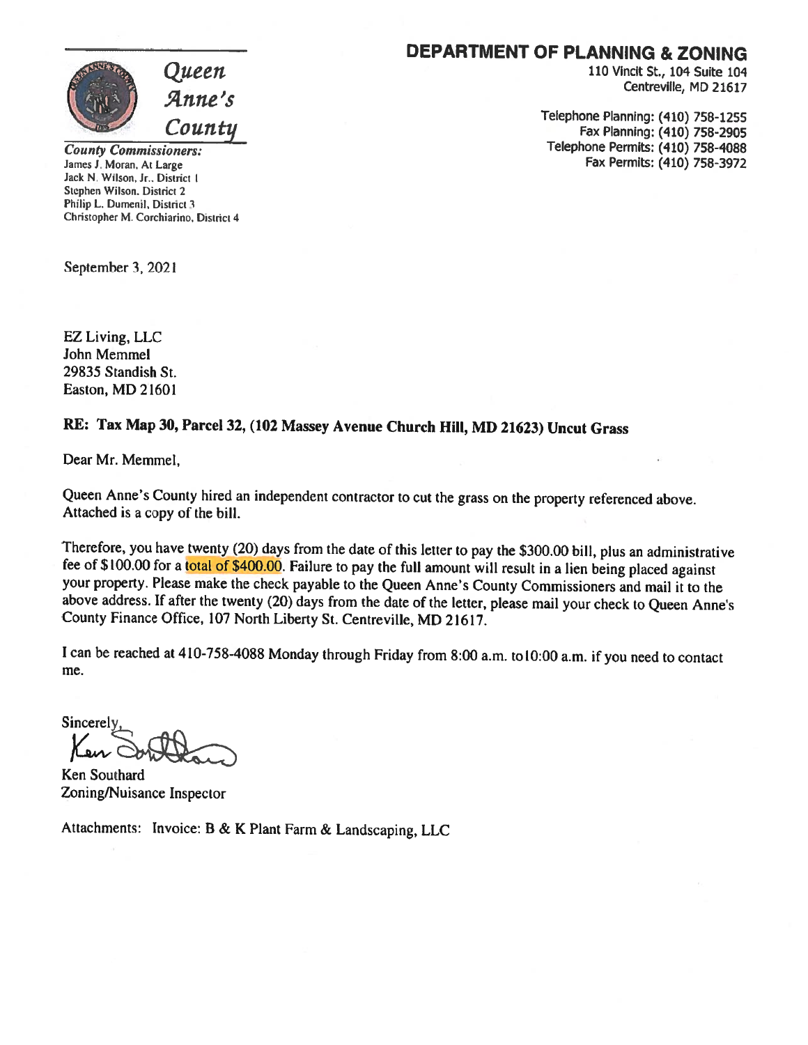# Queen Anne's County

***County Commissioners:***
James J. Moran, At Large
Jack N. Wilson, Jr., District 1
Stephen Wilson, District 2
Philip L. Dumenil, District 3
Christopher M. Corchiarino, District 4

## DEPARTMENT OF PLANNING & ZONING

110 Vincit St., 104 Suite 104
Centreville, MD 21617

Telephone Planning: (410) 758-1255
Fax Planning: (410) 758-2905
Telephone Permits: (410) 758-4088
Fax Permits: (410) 758-3972

September 3, 2021

EZ Living, LLC
John Memmel
29835 Standish St.
Easton, MD 21601

**RE: Tax Map 30, Parcel 32, (102 Massey Avenue Church Hill, MD 21623) Uncut Grass**

Dear Mr. Memmel,

Queen Anne's County hired an independent contractor to cut the grass on the property referenced above. Attached is a copy of the bill.

Therefore, you have twenty (20) days from the date of this letter to pay the $300.00 bill, plus an administrative fee of $100.00 for a total of $400.00. Failure to pay the full amount will result in a lien being placed against your property. Please make the check payable to the Queen Anne's County Commissioners and mail it to the above address. If after the twenty (20) days from the date of the letter, please mail your check to Queen Anne's County Finance Office, 107 North Liberty St. Centreville, MD 21617.

I can be reached at 410-758-4088 Monday through Friday from 8:00 a.m. to10:00 a.m. if you need to contact me.

Sincerely,

Ken Southard
Zoning/Nuisance Inspector

Attachments: Invoice: B & K Plant Farm & Landscaping, LLC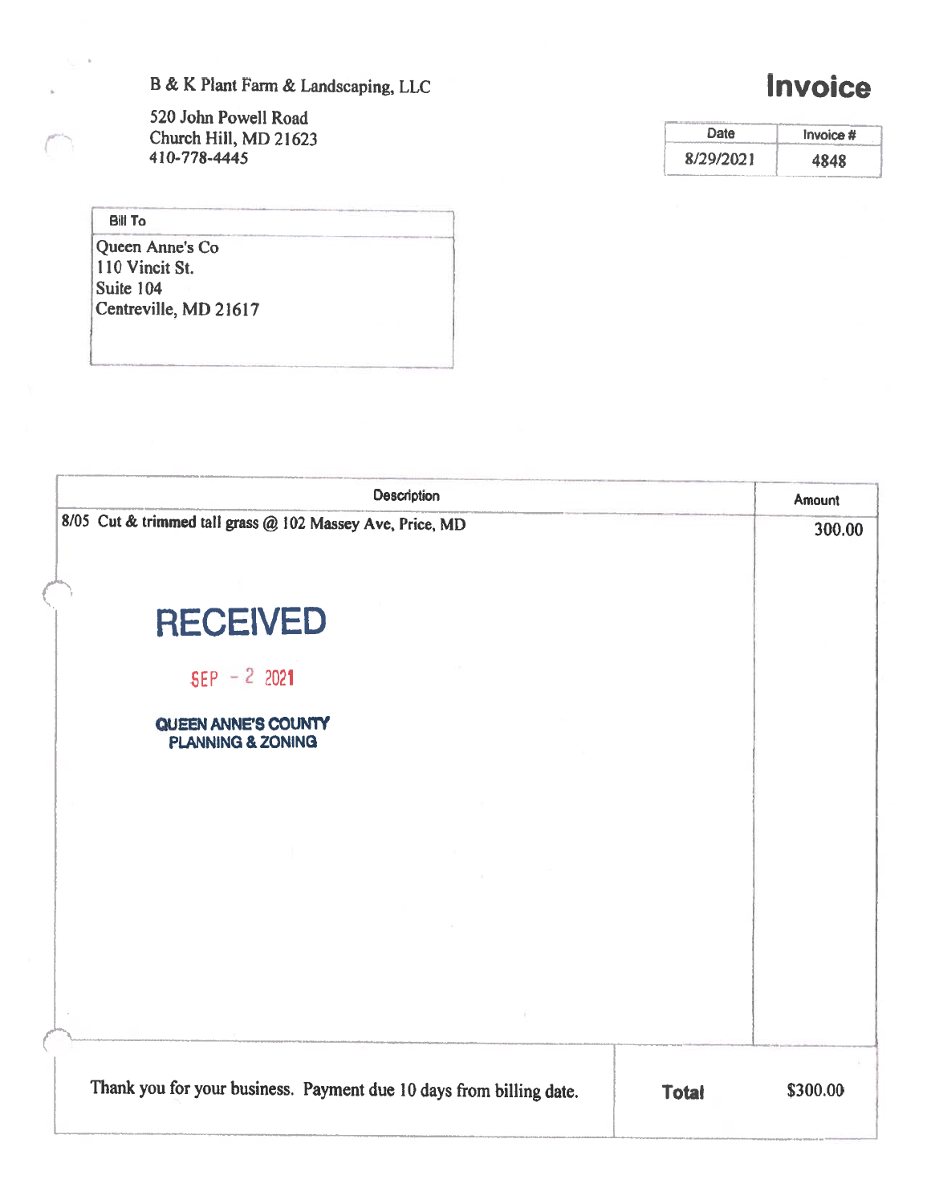B & K Plant Farm & Landscaping, LLC

520 John Powell Road
Church Hill, MD 21623
410-778-4445

# Invoice

| Date | Invoice # |
|---|---|
| 8/29/2021 | 4848 |

| Bill To |
|---|
| Queen Anne's Co<br>110 Vincit St.<br>Suite 104<br>Centreville, MD 21617 |

| Description | Amount |
|---|---|
| 8/05 Cut & trimmed tall grass @ 102 Massey Ave, Price, MD | 300.00 |

RECEIVED

SEP - 2 2021

QUEEN ANNE'S COUNTY
PLANNING & ZONING

| Thank you for your business. Payment due 10 days from billing date. | Total | $300.00 |
|---|---|---|